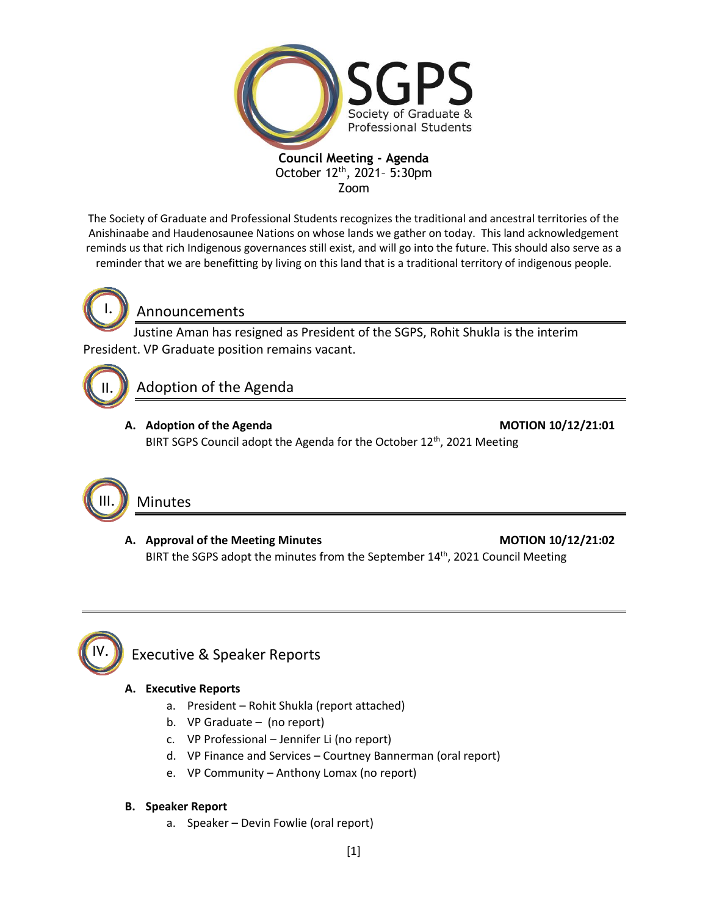# SGPS
Society of Graduate & Professional Students

**Council Meeting - Agenda**
October 12th, 2021– 5:30pm
Zoom

The Society of Graduate and Professional Students recognizes the traditional and ancestral territories of the Anishinaabe and Haudenosaunee Nations on whose lands we gather on today. This land acknowledgement reminds us that rich Indigenous governances still exist, and will go into the future. This should also serve as a reminder that we are benefitting by living on this land that is a traditional territory of indigenous people.

## I. Announcements

Justine Aman has resigned as President of the SGPS, Rohit Shukla is the interim President. VP Graduate position remains vacant.

## II. Adoption of the Agenda

**A. Adoption of the Agenda** **MOTION 10/12/21:01**

BIRT SGPS Council adopt the Agenda for the October 12th, 2021 Meeting

## III. Minutes

**A. Approval of the Meeting Minutes** **MOTION 10/12/21:02**

BIRT the SGPS adopt the minutes from the September 14th, 2021 Council Meeting

## IV. Executive & Speaker Reports

**A. Executive Reports**

a. President – Rohit Shukla (report attached)
b. VP Graduate – (no report)
c. VP Professional – Jennifer Li (no report)
d. VP Finance and Services – Courtney Bannerman (oral report)
e. VP Community – Anthony Lomax (no report)

**B. Speaker Report**

a. Speaker – Devin Fowlie (oral report)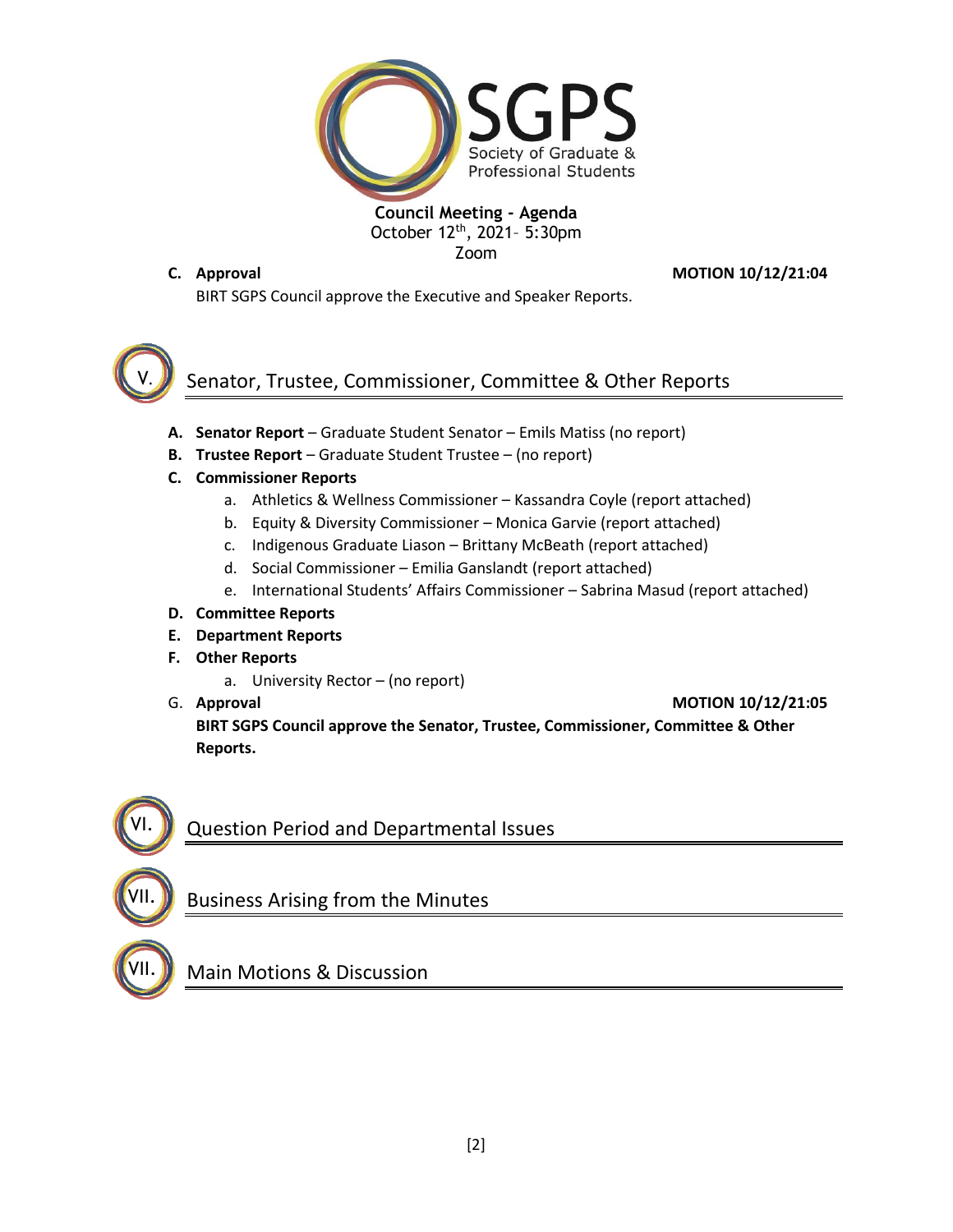**Council Meeting - Agenda**
October 12th, 2021– 5:30pm
Zoom

**C. Approval** **MOTION 10/12/21:04**

BIRT SGPS Council approve the Executive and Speaker Reports.

## V. Senator, Trustee, Commissioner, Committee & Other Reports

**A. Senator Report** – Graduate Student Senator – Emils Matiss (no report)

**B. Trustee Report** – Graduate Student Trustee – (no report)

**C. Commissioner Reports**

a. Athletics & Wellness Commissioner – Kassandra Coyle (report attached)
b. Equity & Diversity Commissioner – Monica Garvie (report attached)
c. Indigenous Graduate Liason – Brittany McBeath (report attached)
d. Social Commissioner – Emilia Ganslandt (report attached)
e. International Students' Affairs Commissioner – Sabrina Masud (report attached)

**D. Committee Reports**

**E. Department Reports**

**F. Other Reports**

a. University Rector – (no report)

G. **Approval** **MOTION 10/12/21:05**

**BIRT SGPS Council approve the Senator, Trustee, Commissioner, Committee & Other Reports.**

## VI. Question Period and Departmental Issues

## VII. Business Arising from the Minutes

## VII. Main Motions & Discussion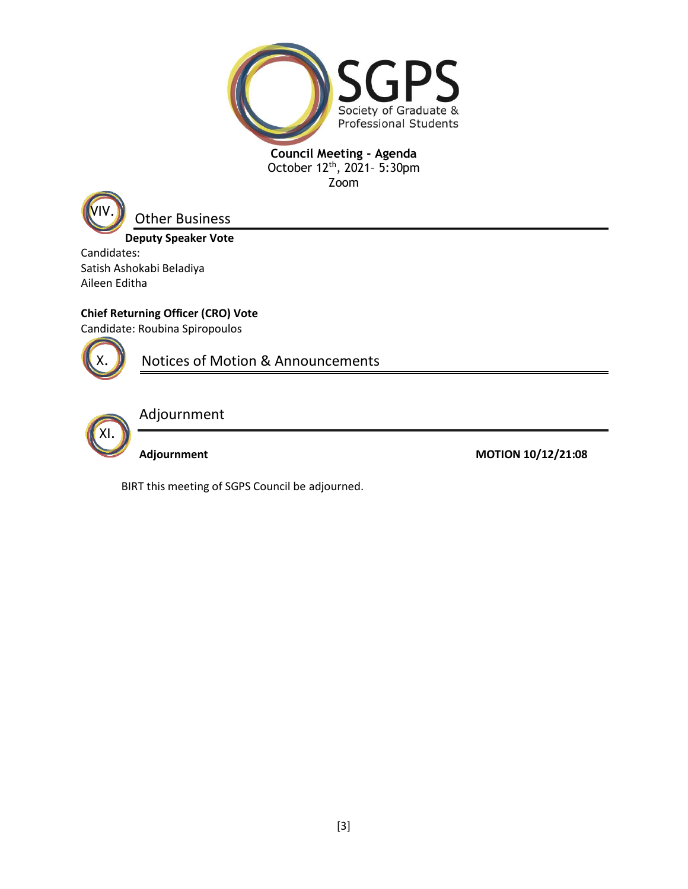**Council Meeting - Agenda**
October 12th, 2021– 5:30pm
Zoom

## VIV. Other Business

**Deputy Speaker Vote**

Candidates:
Satish Ashokabi Beladiya
Aileen Editha

**Chief Returning Officer (CRO) Vote**

Candidate: Roubina Spiropoulos

## X. Notices of Motion & Announcements

## XI. Adjournment

**Adjournment** **MOTION 10/12/21:08**

BIRT this meeting of SGPS Council be adjourned.